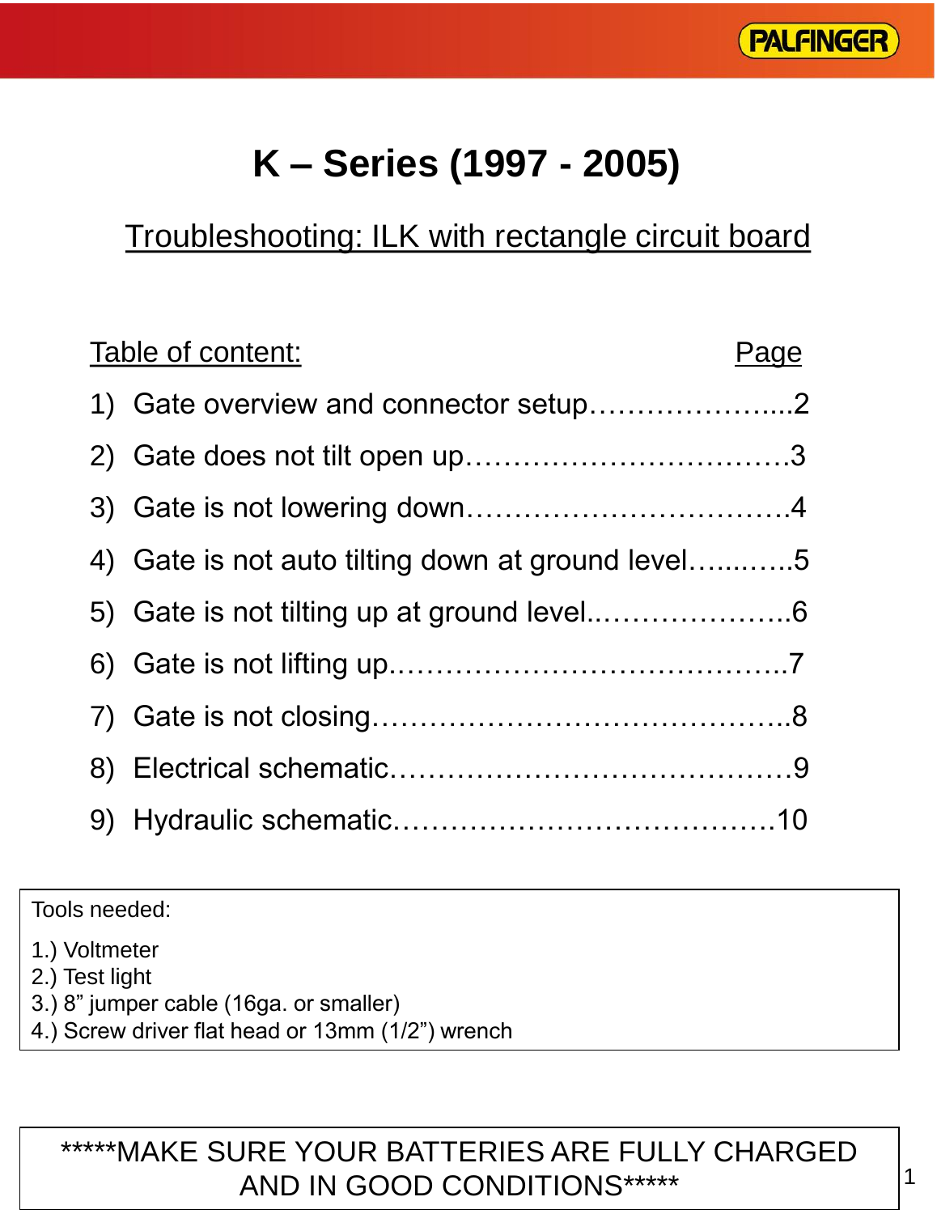# K – Series (1997 - 2005)

## Troubleshooting: ILK with rectangle circuit board

| Table of content: | Page |
|---|---|
| 1) Gate overview and connector setup | 2 |
| 2) Gate does not tilt open up | 3 |
| 3) Gate is not lowering down | 4 |
| 4) Gate is not auto tilting down at ground level | 5 |
| 5) Gate is not tilting up at ground level | 6 |
| 6) Gate is not lifting up | 7 |
| 7) Gate is not closing | 8 |
| 8) Electrical schematic | 9 |
| 9) Hydraulic schematic | 10 |

Tools needed:

1.) Voltmeter
2.) Test light
3.) 8" jumper cable (16ga. or smaller)
4.) Screw driver flat head or 13mm (1/2") wrench

*****MAKE SURE YOUR BATTERIES ARE FULLY CHARGED AND IN GOOD CONDITIONS*****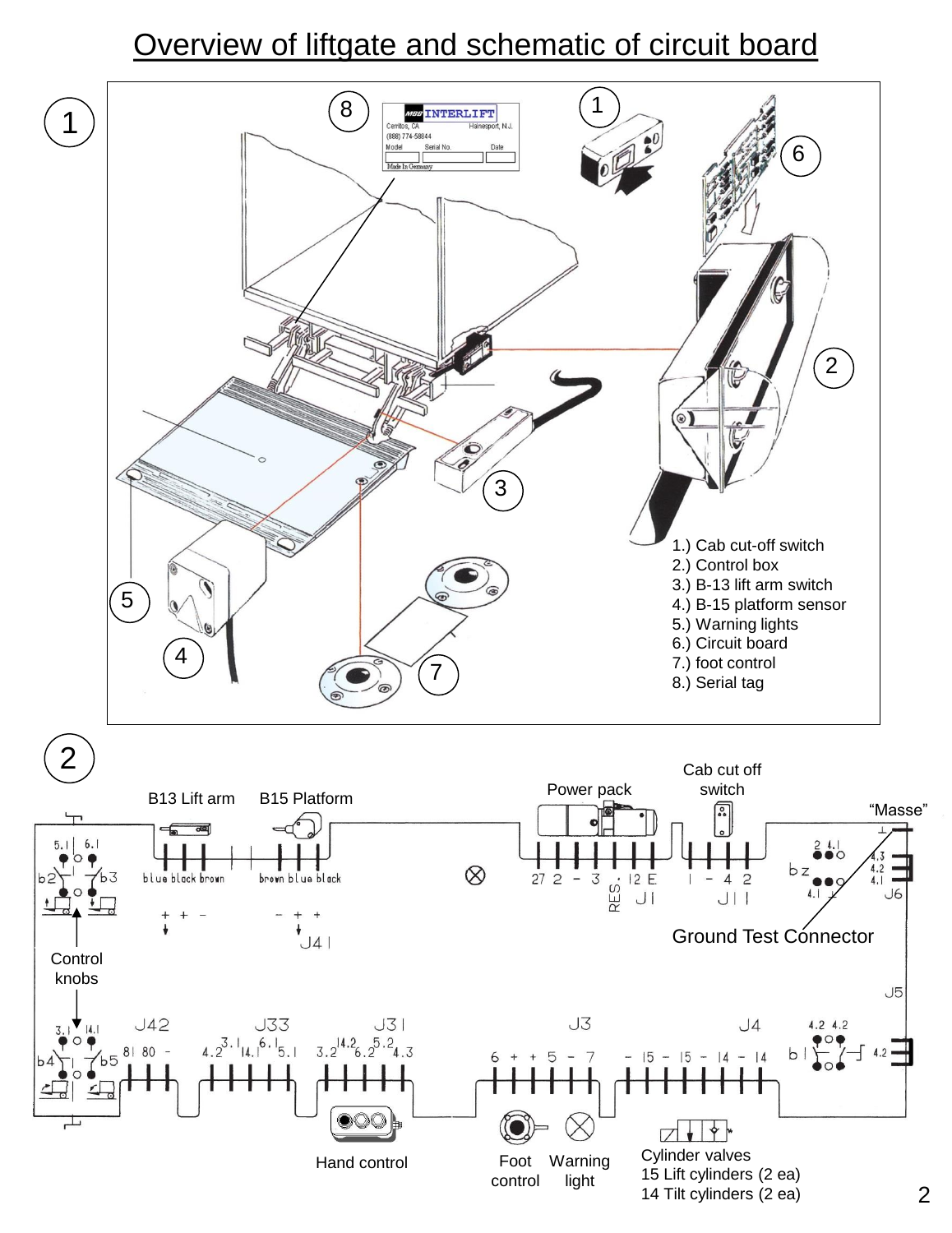# Overview of liftgate and schematic of circuit board

1

1.) Cab cut-off switch
2.) Control box
3.) B-13 lift arm switch
4.) B-15 platform sensor
5.) Warning lights
6.) Circuit board
7.) foot control
8.) Serial tag

2

B13 Lift arm

B15 Platform

Power pack

Cab cut off switch

"Masse"

Ground Test Connector

Control knobs

Hand control

Foot control

Warning light

Cylinder valves
15 Lift cylinders (2 ea)
14 Tilt cylinders (2 ea)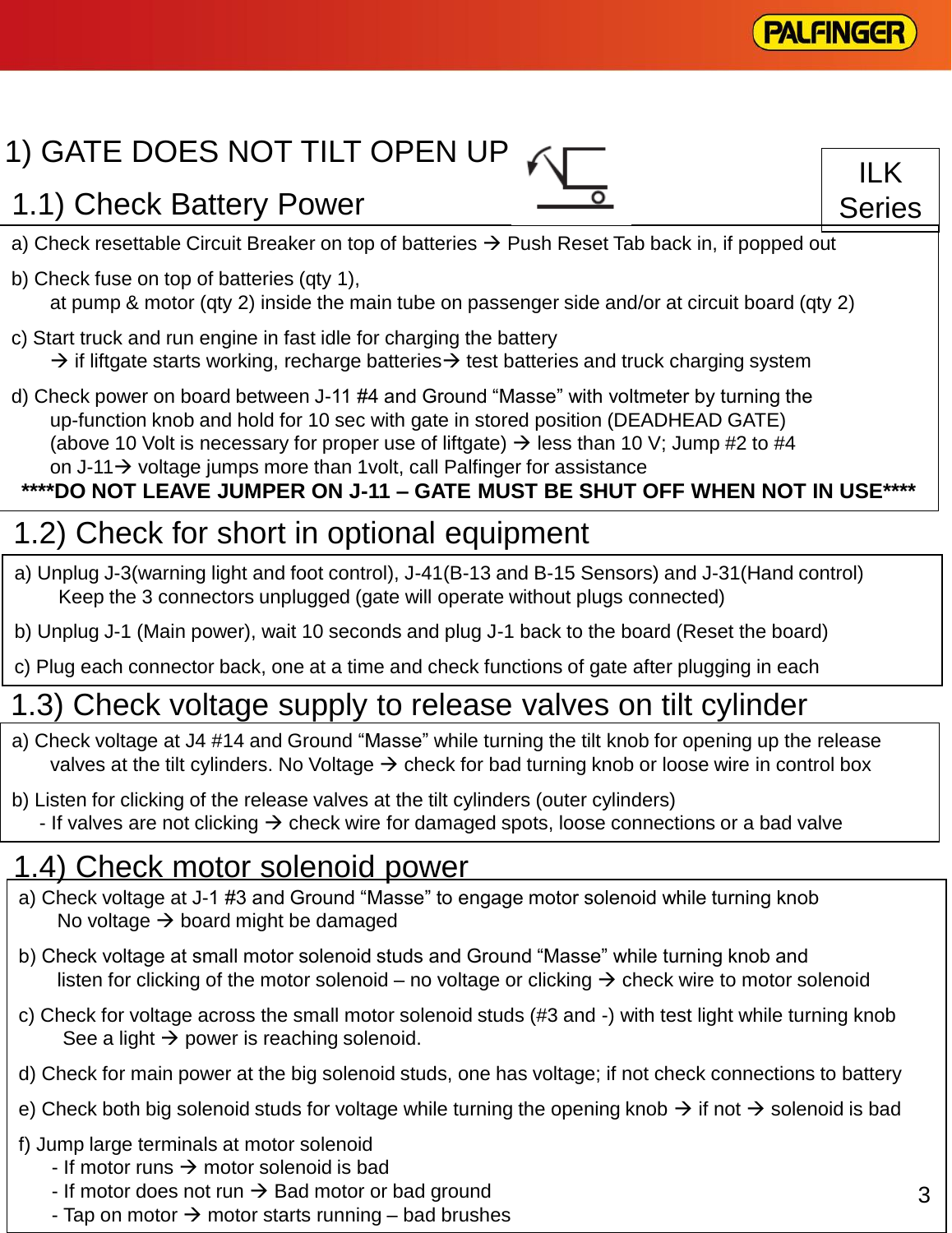# 1) GATE DOES NOT TILT OPEN UP

ILK Series

## 1.1) Check Battery Power

a) Check resettable Circuit Breaker on top of batteries → Push Reset Tab back in, if popped out

b) Check fuse on top of batteries (qty 1),
at pump & motor (qty 2) inside the main tube on passenger side and/or at circuit board (qty 2)

c) Start truck and run engine in fast idle for charging the battery
→ if liftgate starts working, recharge batteries→ test batteries and truck charging system

d) Check power on board between J-11 #4 and Ground “Masse” with voltmeter by turning the up-function knob and hold for 10 sec with gate in stored position (DEADHEAD GATE)
(above 10 Volt is necessary for proper use of liftgate) → less than 10 V; Jump #2 to #4 on J-11→ voltage jumps more than 1volt, call Palfinger for assistance

**\*\*\*\*DO NOT LEAVE JUMPER ON J-11 – GATE MUST BE SHUT OFF WHEN NOT IN USE\*\*\*\***

## 1.2) Check for short in optional equipment

a) Unplug J-3(warning light and foot control), J-41(B-13 and B-15 Sensors) and J-31(Hand control)
Keep the 3 connectors unplugged (gate will operate without plugs connected)

b) Unplug J-1 (Main power), wait 10 seconds and plug J-1 back to the board (Reset the board)

c) Plug each connector back, one at a time and check functions of gate after plugging in each

## 1.3) Check voltage supply to release valves on tilt cylinder

a) Check voltage at J4 #14 and Ground “Masse” while turning the tilt knob for opening up the release valves at the tilt cylinders. No Voltage → check for bad turning knob or loose wire in control box

b) Listen for clicking of the release valves at the tilt cylinders (outer cylinders)
- If valves are not clicking → check wire for damaged spots, loose connections or a bad valve

## 1.4) Check motor solenoid power

a) Check voltage at J-1 #3 and Ground “Masse” to engage motor solenoid while turning knob
No voltage → board might be damaged

b) Check voltage at small motor solenoid studs and Ground “Masse” while turning knob and listen for clicking of the motor solenoid – no voltage or clicking → check wire to motor solenoid

c) Check for voltage across the small motor solenoid studs (#3 and -) with test light while turning knob
See a light → power is reaching solenoid.

d) Check for main power at the big solenoid studs, one has voltage; if not check connections to battery

e) Check both big solenoid studs for voltage while turning the opening knob → if not → solenoid is bad

f) Jump large terminals at motor solenoid
- If motor runs → motor solenoid is bad
- If motor does not run → Bad motor or bad ground
- Tap on motor → motor starts running – bad brushes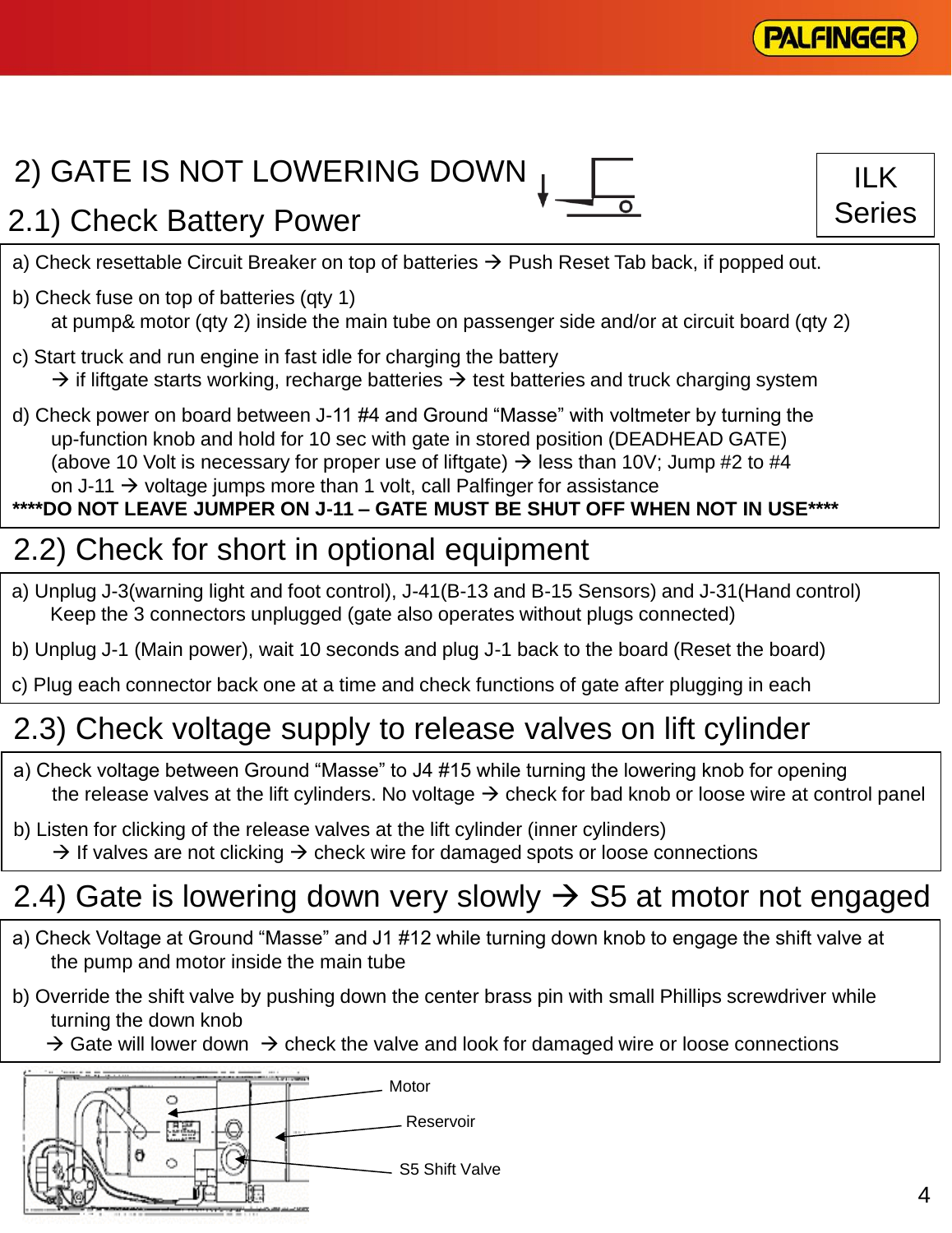# 2) GATE IS NOT LOWERING DOWN

ILK Series

## 2.1) Check Battery Power

a) Check resettable Circuit Breaker on top of batteries → Push Reset Tab back, if popped out.

b) Check fuse on top of batteries (qty 1)
   at pump& motor (qty 2) inside the main tube on passenger side and/or at circuit board (qty 2)

c) Start truck and run engine in fast idle for charging the battery
   → if liftgate starts working, recharge batteries → test batteries and truck charging system

d) Check power on board between J-11 #4 and Ground "Masse" with voltmeter by turning the up-function knob and hold for 10 sec with gate in stored position (DEADHEAD GATE) (above 10 Volt is necessary for proper use of liftgate) → less than 10V; Jump #2 to #4 on J-11 → voltage jumps more than 1 volt, call Palfinger for assistance

**\*\*\*\*DO NOT LEAVE JUMPER ON J-11 – GATE MUST BE SHUT OFF WHEN NOT IN USE\*\*\*\***

## 2.2) Check for short in optional equipment

a) Unplug J-3(warning light and foot control), J-41(B-13 and B-15 Sensors) and J-31(Hand control)
   Keep the 3 connectors unplugged (gate also operates without plugs connected)

b) Unplug J-1 (Main power), wait 10 seconds and plug J-1 back to the board (Reset the board)

c) Plug each connector back one at a time and check functions of gate after plugging in each

## 2.3) Check voltage supply to release valves on lift cylinder

a) Check voltage between Ground "Masse" to J4 #15 while turning the lowering knob for opening the release valves at the lift cylinders. No voltage → check for bad knob or loose wire at control panel

b) Listen for clicking of the release valves at the lift cylinder (inner cylinders)
   → If valves are not clicking → check wire for damaged spots or loose connections

## 2.4) Gate is lowering down very slowly → S5 at motor not engaged

a) Check Voltage at Ground "Masse" and J1 #12 while turning down knob to engage the shift valve at the pump and motor inside the main tube

b) Override the shift valve by pushing down the center brass pin with small Phillips screwdriver while turning the down knob
   → Gate will lower down → check the valve and look for damaged wire or loose connections

Motor

Reservoir

S5 Shift Valve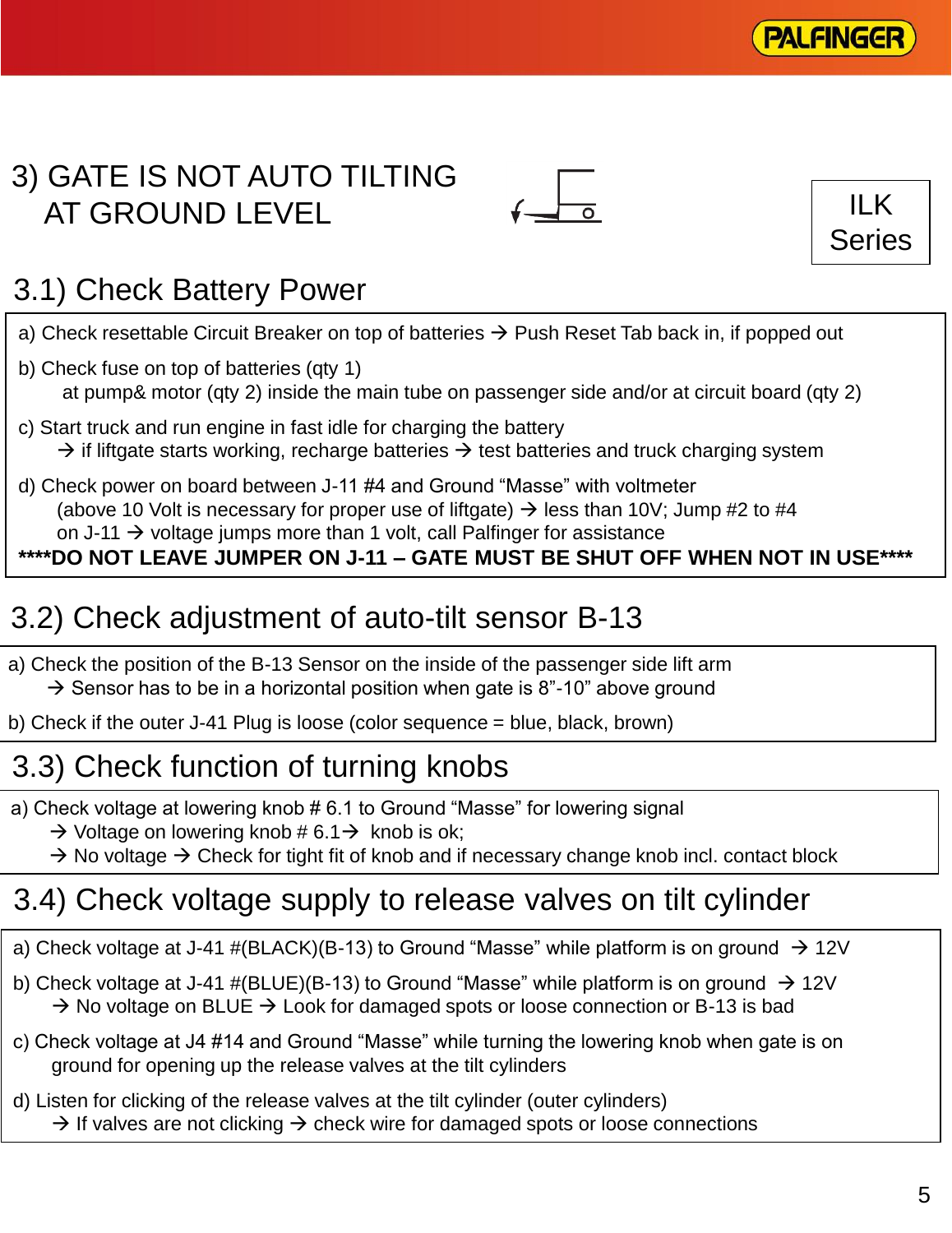# 3) GATE IS NOT AUTO TILTING AT GROUND LEVEL

ILK Series

## 3.1) Check Battery Power

a) Check resettable Circuit Breaker on top of batteries → Push Reset Tab back in, if popped out

b) Check fuse on top of batteries (qty 1)
at pump& motor (qty 2) inside the main tube on passenger side and/or at circuit board (qty 2)

c) Start truck and run engine in fast idle for charging the battery
→ if liftgate starts working, recharge batteries → test batteries and truck charging system

d) Check power on board between J-11 #4 and Ground "Masse" with voltmeter
(above 10 Volt is necessary for proper use of liftgate) → less than 10V; Jump #2 to #4 on J-11 → voltage jumps more than 1 volt, call Palfinger for assistance

**\*\*\*\*DO NOT LEAVE JUMPER ON J-11 – GATE MUST BE SHUT OFF WHEN NOT IN USE\*\*\*\***

## 3.2) Check adjustment of auto-tilt sensor B-13

a) Check the position of the B-13 Sensor on the inside of the passenger side lift arm
→ Sensor has to be in a horizontal position when gate is 8"-10" above ground

b) Check if the outer J-41 Plug is loose (color sequence = blue, black, brown)

## 3.3) Check function of turning knobs

a) Check voltage at lowering knob # 6.1 to Ground "Masse" for lowering signal
→ Voltage on lowering knob # 6.1→ knob is ok;
→ No voltage → Check for tight fit of knob and if necessary change knob incl. contact block

## 3.4) Check voltage supply to release valves on tilt cylinder

a) Check voltage at J-41 #(BLACK)(B-13) to Ground "Masse" while platform is on ground → 12V

b) Check voltage at J-41 #(BLUE)(B-13) to Ground "Masse" while platform is on ground → 12V
→ No voltage on BLUE → Look for damaged spots or loose connection or B-13 is bad

c) Check voltage at J4 #14 and Ground "Masse" while turning the lowering knob when gate is on ground for opening up the release valves at the tilt cylinders

d) Listen for clicking of the release valves at the tilt cylinder (outer cylinders)
→ If valves are not clicking → check wire for damaged spots or loose connections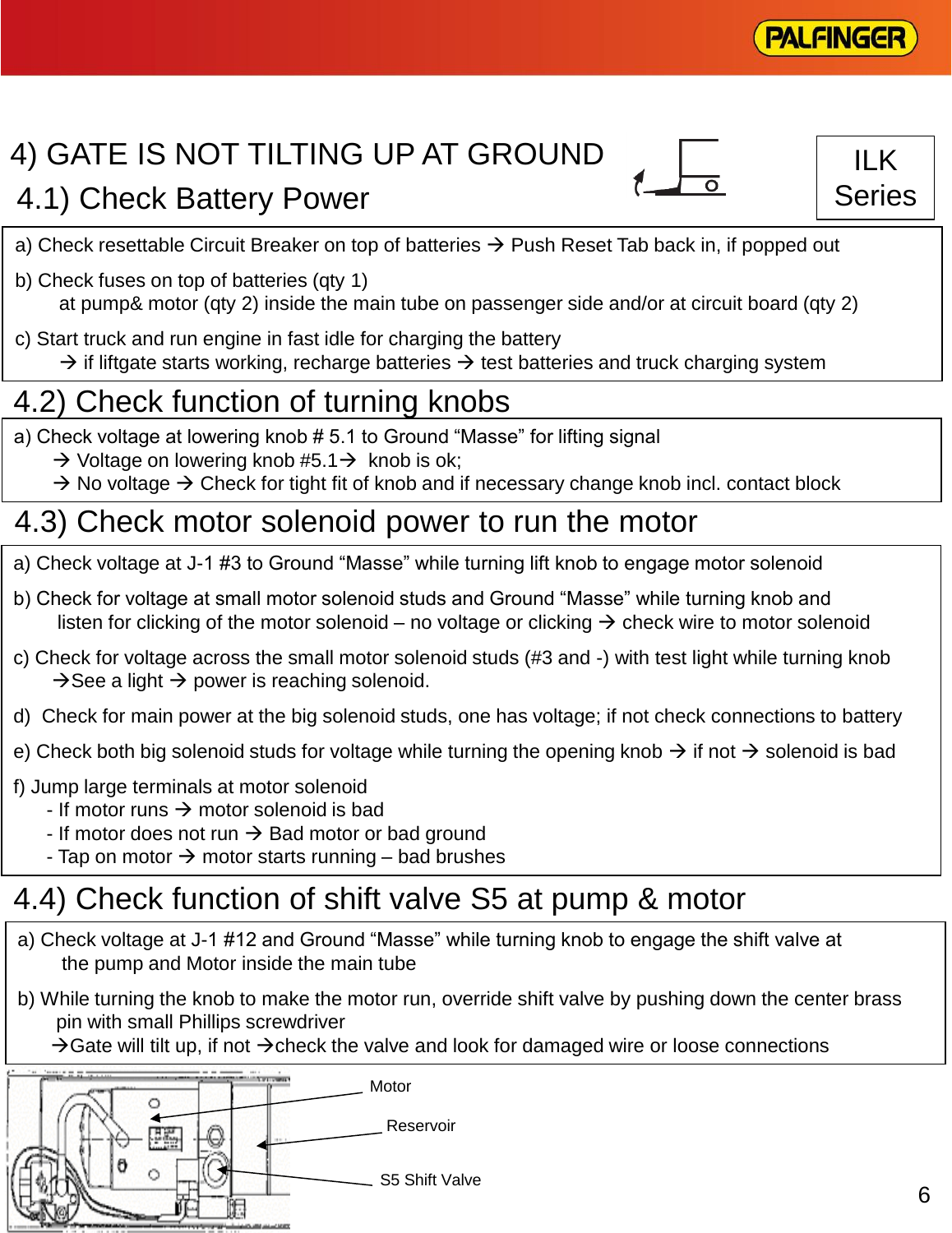# 4) GATE IS NOT TILTING UP AT GROUND

**ILK Series**

## 4.1) Check Battery Power

a) Check resettable Circuit Breaker on top of batteries → Push Reset Tab back in, if popped out

b) Check fuses on top of batteries (qty 1)
at pump& motor (qty 2) inside the main tube on passenger side and/or at circuit board (qty 2)

c) Start truck and run engine in fast idle for charging the battery
→ if liftgate starts working, recharge batteries → test batteries and truck charging system

## 4.2) Check function of turning knobs

a) Check voltage at lowering knob # 5.1 to Ground “Masse” for lifting signal
→ Voltage on lowering knob #5.1→ knob is ok;
→ No voltage → Check for tight fit of knob and if necessary change knob incl. contact block

## 4.3) Check motor solenoid power to run the motor

a) Check voltage at J-1 #3 to Ground “Masse” while turning lift knob to engage motor solenoid

b) Check for voltage at small motor solenoid studs and Ground “Masse” while turning knob and
listen for clicking of the motor solenoid – no voltage or clicking → check wire to motor solenoid

c) Check for voltage across the small motor solenoid studs (#3 and -) with test light while turning knob
→See a light → power is reaching solenoid.

d) Check for main power at the big solenoid studs, one has voltage; if not check connections to battery

e) Check both big solenoid studs for voltage while turning the opening knob → if not → solenoid is bad

f) Jump large terminals at motor solenoid
- If motor runs → motor solenoid is bad
- If motor does not run → Bad motor or bad ground
- Tap on motor → motor starts running – bad brushes

## 4.4) Check function of shift valve S5 at pump & motor

a) Check voltage at J-1 #12 and Ground “Masse” while turning knob to engage the shift valve at
the pump and Motor inside the main tube

b) While turning the knob to make the motor run, override shift valve by pushing down the center brass
pin with small Phillips screwdriver
→Gate will tilt up, if not →check the valve and look for damaged wire or loose connections

Motor

Reservoir

S5 Shift Valve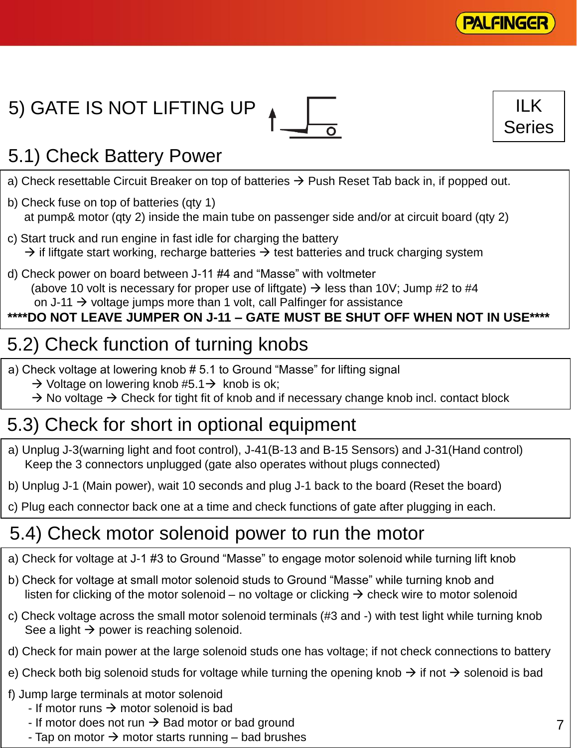# 5) GATE IS NOT LIFTING UP

ILK Series

## 5.1) Check Battery Power

a) Check resettable Circuit Breaker on top of batteries → Push Reset Tab back in, if popped out.

b) Check fuse on top of batteries (qty 1)
at pump& motor (qty 2) inside the main tube on passenger side and/or at circuit board (qty 2)

c) Start truck and run engine in fast idle for charging the battery
→ if liftgate start working, recharge batteries → test batteries and truck charging system

d) Check power on board between J-11 #4 and "Masse" with voltmeter
(above 10 volt is necessary for proper use of liftgate) → less than 10V; Jump #2 to #4
on J-11 → voltage jumps more than 1 volt, call Palfinger for assistance

**\*\*\*\*DO NOT LEAVE JUMPER ON J-11 – GATE MUST BE SHUT OFF WHEN NOT IN USE\*\*\*\***

## 5.2) Check function of turning knobs

a) Check voltage at lowering knob # 5.1 to Ground "Masse" for lifting signal
→ Voltage on lowering knob #5.1→ knob is ok;
→ No voltage → Check for tight fit of knob and if necessary change knob incl. contact block

## 5.3) Check for short in optional equipment

a) Unplug J-3(warning light and foot control), J-41(B-13 and B-15 Sensors) and J-31(Hand control)
Keep the 3 connectors unplugged (gate also operates without plugs connected)

b) Unplug J-1 (Main power), wait 10 seconds and plug J-1 back to the board (Reset the board)

c) Plug each connector back one at a time and check functions of gate after plugging in each.

## 5.4) Check motor solenoid power to run the motor

a) Check for voltage at J-1 #3 to Ground "Masse" to engage motor solenoid while turning lift knob

b) Check for voltage at small motor solenoid studs to Ground "Masse" while turning knob and
listen for clicking of the motor solenoid – no voltage or clicking → check wire to motor solenoid

c) Check voltage across the small motor solenoid terminals (#3 and -) with test light while turning knob
See a light → power is reaching solenoid.

d) Check for main power at the large solenoid studs one has voltage; if not check connections to battery

e) Check both big solenoid studs for voltage while turning the opening knob → if not → solenoid is bad

f) Jump large terminals at motor solenoid
- If motor runs → motor solenoid is bad
- If motor does not run → Bad motor or bad ground
- Tap on motor → motor starts running – bad brushes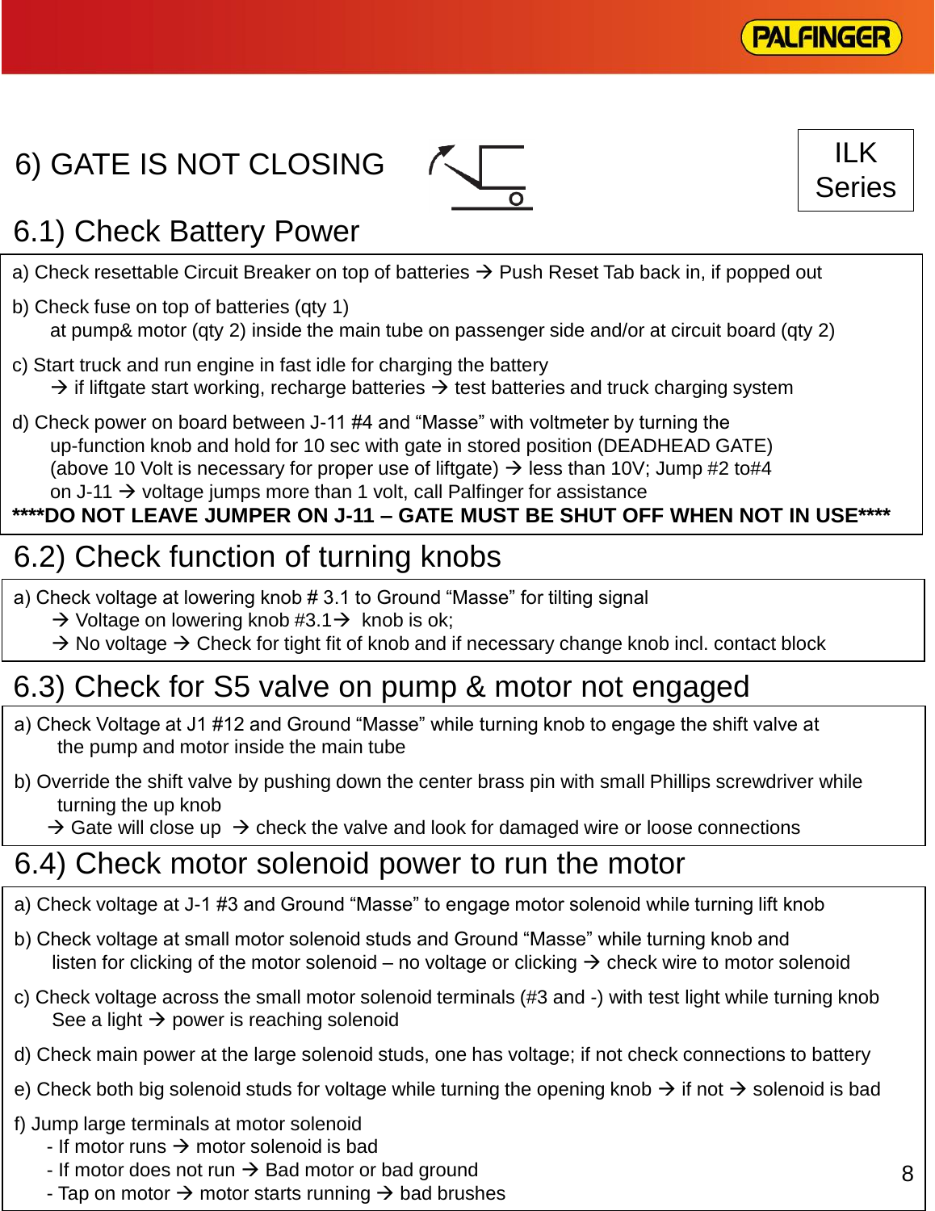# 6) GATE IS NOT CLOSING

ILK Series

## 6.1) Check Battery Power

a) Check resettable Circuit Breaker on top of batteries → Push Reset Tab back in, if popped out

b) Check fuse on top of batteries (qty 1)
   at pump& motor (qty 2) inside the main tube on passenger side and/or at circuit board (qty 2)

c) Start truck and run engine in fast idle for charging the battery
   → if liftgate start working, recharge batteries → test batteries and truck charging system

d) Check power on board between J-11 #4 and "Masse" with voltmeter by turning the
   up-function knob and hold for 10 sec with gate in stored position (DEADHEAD GATE)
   (above 10 Volt is necessary for proper use of liftgate) → less than 10V; Jump #2 to#4
   on J-11 → voltage jumps more than 1 volt, call Palfinger for assistance

**\*\*\*\*DO NOT LEAVE JUMPER ON J-11 – GATE MUST BE SHUT OFF WHEN NOT IN USE\*\*\*\***

## 6.2) Check function of turning knobs

a) Check voltage at lowering knob # 3.1 to Ground "Masse" for tilting signal
   → Voltage on lowering knob #3.1→ knob is ok;
   → No voltage → Check for tight fit of knob and if necessary change knob incl. contact block

## 6.3) Check for S5 valve on pump & motor not engaged

a) Check Voltage at J1 #12 and Ground "Masse" while turning knob to engage the shift valve at
   the pump and motor inside the main tube

b) Override the shift valve by pushing down the center brass pin with small Phillips screwdriver while
   turning the up knob
   → Gate will close up → check the valve and look for damaged wire or loose connections

## 6.4) Check motor solenoid power to run the motor

a) Check voltage at J-1 #3 and Ground "Masse" to engage motor solenoid while turning lift knob

b) Check voltage at small motor solenoid studs and Ground "Masse" while turning knob and
   listen for clicking of the motor solenoid – no voltage or clicking → check wire to motor solenoid

c) Check voltage across the small motor solenoid terminals (#3 and -) with test light while turning knob
   See a light → power is reaching solenoid

d) Check main power at the large solenoid studs, one has voltage; if not check connections to battery

e) Check both big solenoid studs for voltage while turning the opening knob → if not → solenoid is bad

f) Jump large terminals at motor solenoid
   - If motor runs → motor solenoid is bad
   - If motor does not run → Bad motor or bad ground
   - Tap on motor → motor starts running → bad brushes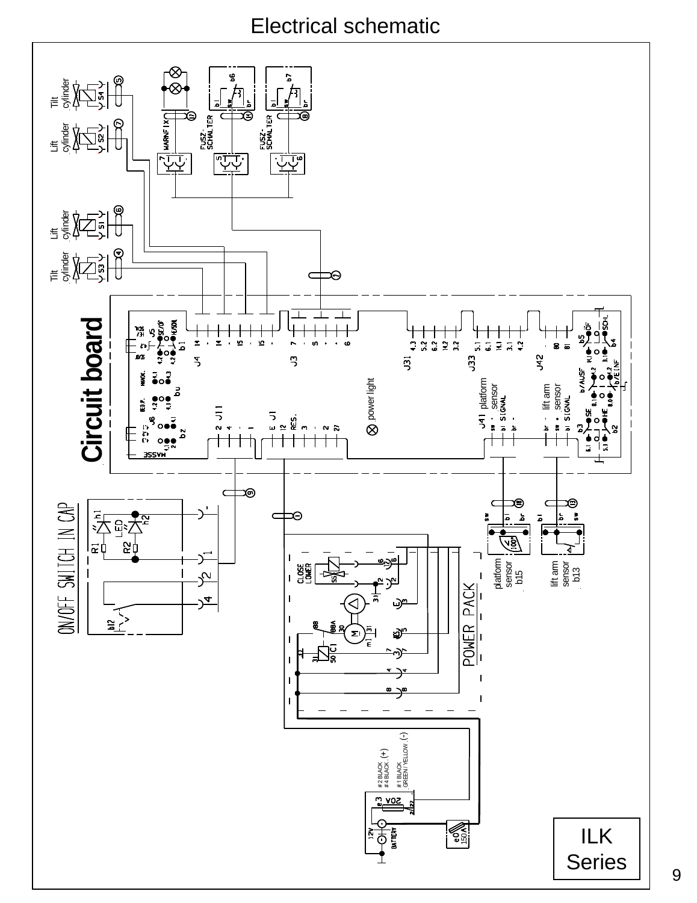# Electrical schematic

Tilt cylinder

Lift cylinder

Lift cylinder

Tilt cylinder

Circuit board

power light

platform sensor

lift arm sensor

platform sensor b15

lift arm sensor b13

ON/OFF SWITCH IN CAP

POWER PACK

#2 BLACK
#4 BLACK (+)

#1 BLACK
GREEN/YELLOW (-)

ILK Series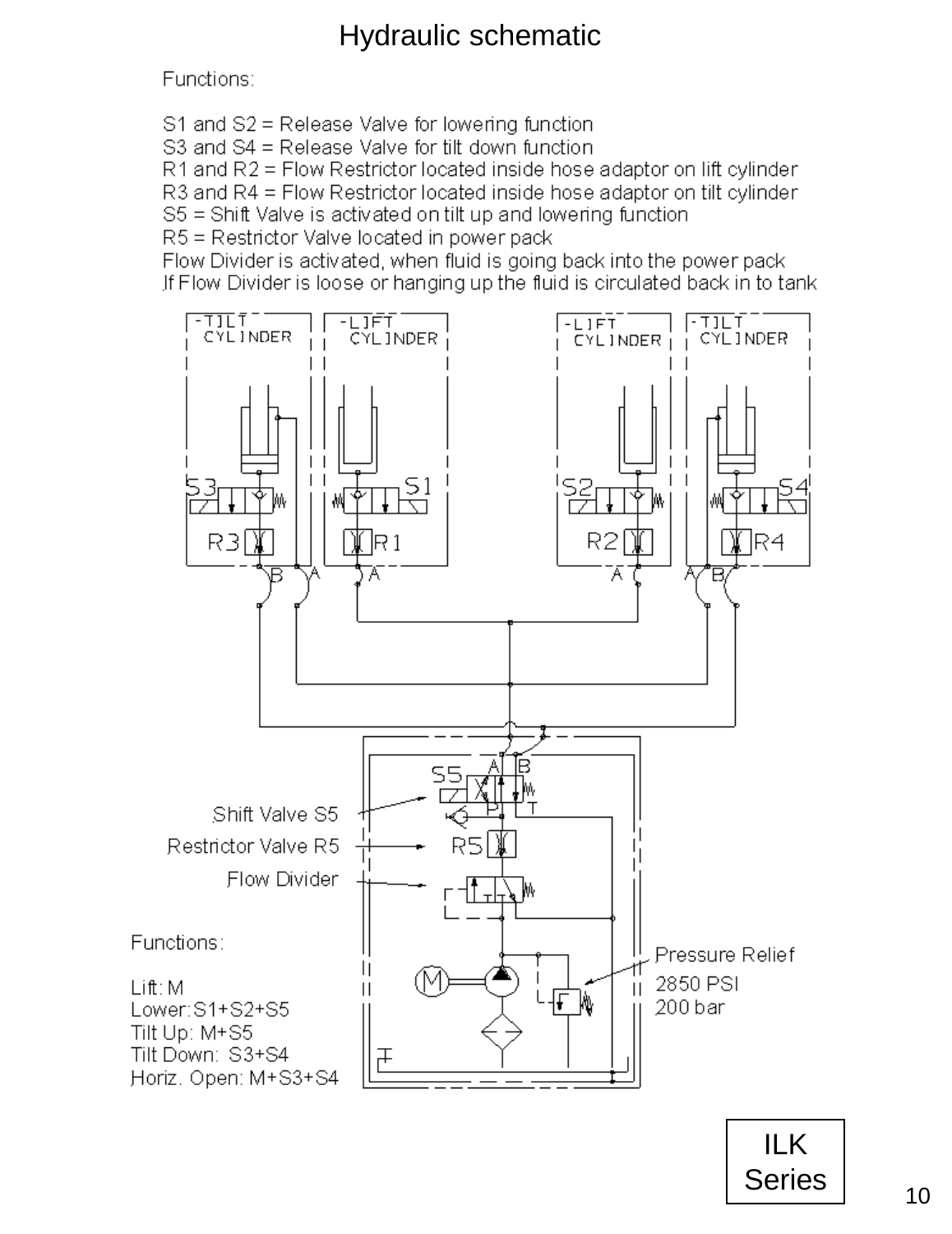# Hydraulic schematic

Functions:

S1 and S2 = Release Valve for lowering function
S3 and S4 = Release Valve for tilt down function
R1 and R2 = Flow Restrictor located inside hose adaptor on lift cylinder
R3 and R4 = Flow Restrictor located inside hose adaptor on tilt cylinder
S5 = Shift Valve is activated on tilt up and lowering function
R5 = Restrictor Valve located in power pack
Flow Divider is activated, when fluid is going back into the power pack
If Flow Divider is loose or hanging up the fluid is circulated back in to tank

-TILT CYLINDER
-LIFT CYLINDER
-LIFT CYLINDER
-TILT CYLINDER
S3
S1
S2
S4
R3
R1
R2
R4
B
A
A
A
A
B
S5
A
B
P
T
R5
Shift Valve S5
Restrictor Valve R5
Flow Divider
Pressure Relief
2850 PSI
200 bar
M

Functions:

Lift: M
Lower: S1+S2+S5
Tilt Up: M+S5
Tilt Down: S3+S4
Horiz. Open: M+S3+S4

ILK Series